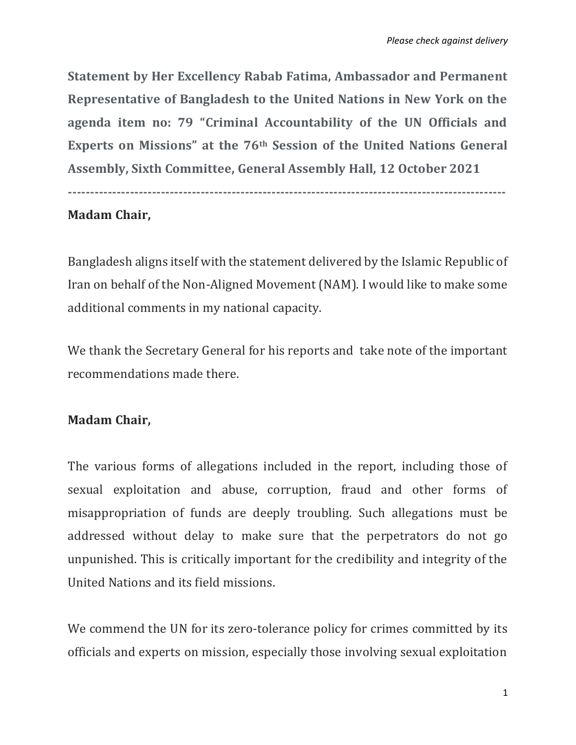*Please check against delivery*

**Statement by Her Excellency Rabab Fatima, Ambassador and Permanent Representative of Bangladesh to the United Nations in New York on the agenda item no: 79 "Criminal Accountability of the UN Officials and Experts on Missions" at the 76th Session of the United Nations General Assembly, Sixth Committee, General Assembly Hall, 12 October 2021**

---

**Madam Chair,**

Bangladesh aligns itself with the statement delivered by the Islamic Republic of Iran on behalf of the Non-Aligned Movement (NAM). I would like to make some additional comments in my national capacity.

We thank the Secretary General for his reports and take note of the important recommendations made there.

**Madam Chair,**

The various forms of allegations included in the report, including those of sexual exploitation and abuse, corruption, fraud and other forms of misappropriation of funds are deeply troubling. Such allegations must be addressed without delay to make sure that the perpetrators do not go unpunished. This is critically important for the credibility and integrity of the United Nations and its field missions.

We commend the UN for its zero-tolerance policy for crimes committed by its officials and experts on mission, especially those involving sexual exploitation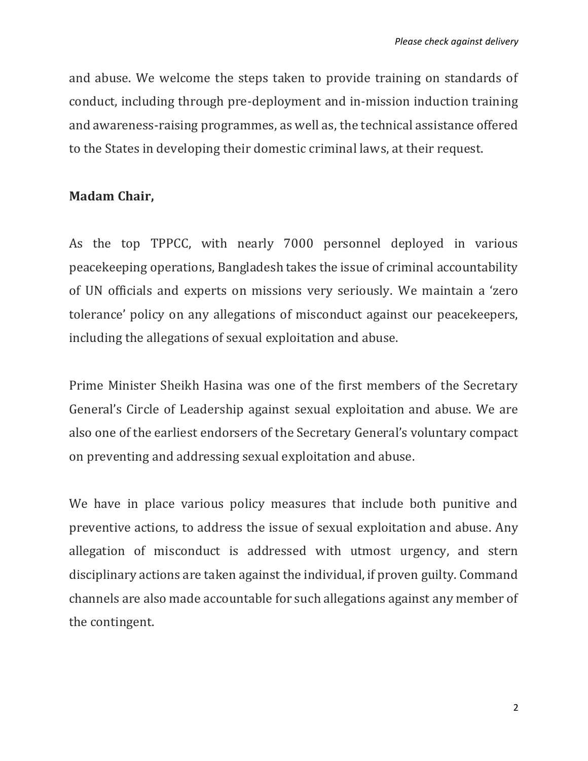and abuse. We welcome the steps taken to provide training on standards of conduct, including through pre-deployment and in-mission induction training and awareness-raising programmes, as well as, the technical assistance offered to the States in developing their domestic criminal laws, at their request.

**Madam Chair,**

As the top TPPCC, with nearly 7000 personnel deployed in various peacekeeping operations, Bangladesh takes the issue of criminal accountability of UN officials and experts on missions very seriously. We maintain a 'zero tolerance' policy on any allegations of misconduct against our peacekeepers, including the allegations of sexual exploitation and abuse.

Prime Minister Sheikh Hasina was one of the first members of the Secretary General's Circle of Leadership against sexual exploitation and abuse. We are also one of the earliest endorsers of the Secretary General's voluntary compact on preventing and addressing sexual exploitation and abuse.

We have in place various policy measures that include both punitive and preventive actions, to address the issue of sexual exploitation and abuse. Any allegation of misconduct is addressed with utmost urgency, and stern disciplinary actions are taken against the individual, if proven guilty. Command channels are also made accountable for such allegations against any member of the contingent.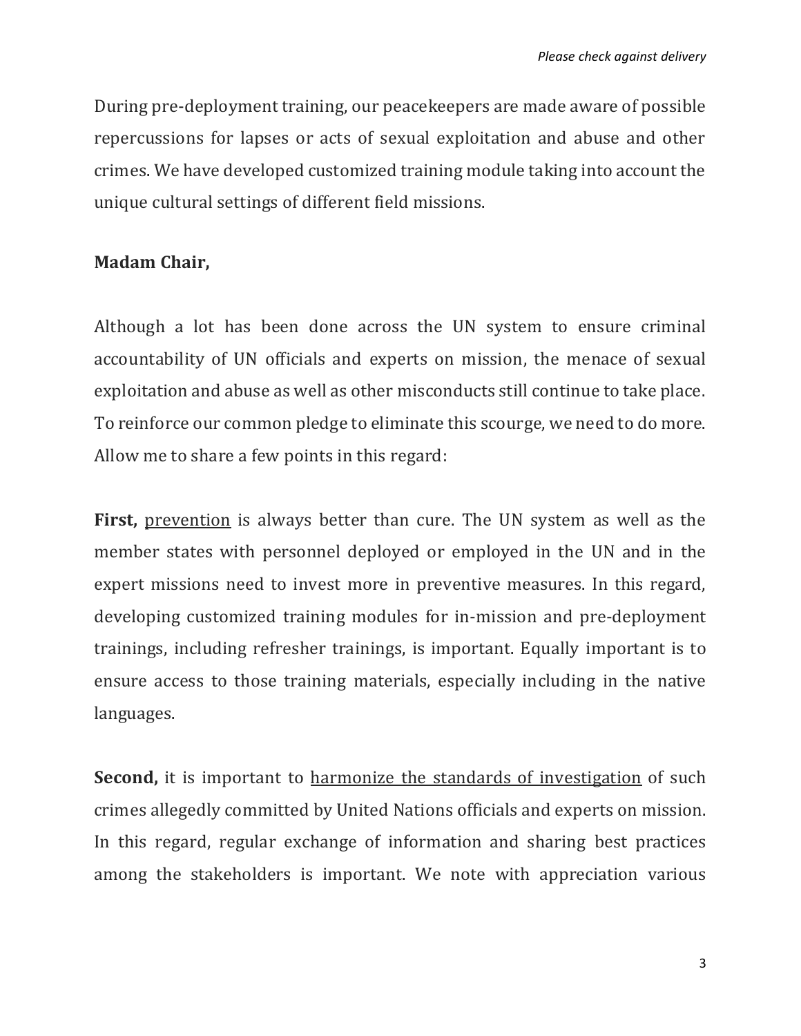During pre-deployment training, our peacekeepers are made aware of possible repercussions for lapses or acts of sexual exploitation and abuse and other crimes. We have developed customized training module taking into account the unique cultural settings of different field missions.

**Madam Chair,**

Although a lot has been done across the UN system to ensure criminal accountability of UN officials and experts on mission, the menace of sexual exploitation and abuse as well as other misconducts still continue to take place. To reinforce our common pledge to eliminate this scourge, we need to do more. Allow me to share a few points in this regard:

**First,** <u>prevention</u> is always better than cure. The UN system as well as the member states with personnel deployed or employed in the UN and in the expert missions need to invest more in preventive measures. In this regard, developing customized training modules for in-mission and pre-deployment trainings, including refresher trainings, is important. Equally important is to ensure access to those training materials, especially including in the native languages.

**Second,** it is important to <u>harmonize the standards of investigation</u> of such crimes allegedly committed by United Nations officials and experts on mission. In this regard, regular exchange of information and sharing best practices among the stakeholders is important. We note with appreciation various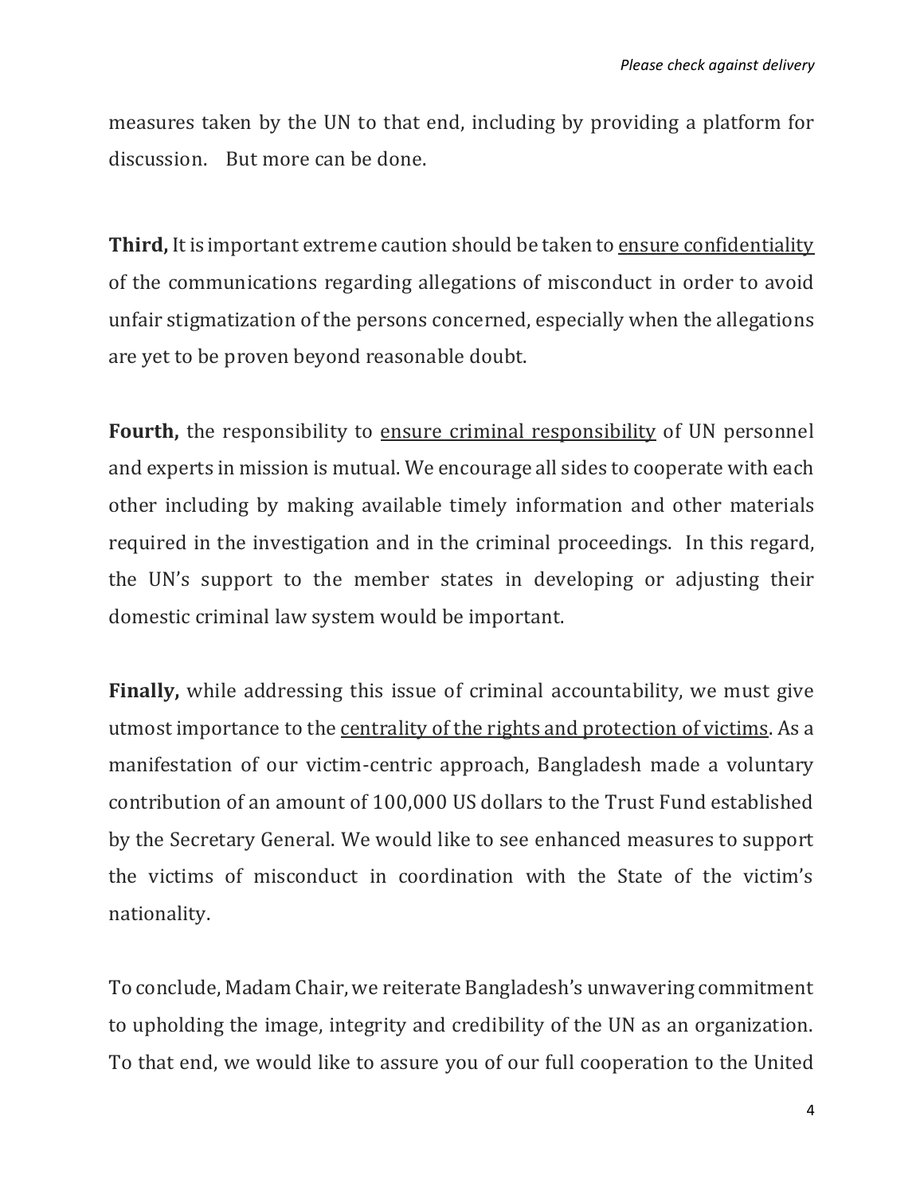measures taken by the UN to that end, including by providing a platform for discussion. But more can be done.

**Third,** It is important extreme caution should be taken to <u>ensure confidentiality</u> of the communications regarding allegations of misconduct in order to avoid unfair stigmatization of the persons concerned, especially when the allegations are yet to be proven beyond reasonable doubt.

**Fourth,** the responsibility to <u>ensure criminal responsibility</u> of UN personnel and experts in mission is mutual. We encourage all sides to cooperate with each other including by making available timely information and other materials required in the investigation and in the criminal proceedings. In this regard, the UN's support to the member states in developing or adjusting their domestic criminal law system would be important.

**Finally,** while addressing this issue of criminal accountability, we must give utmost importance to the <u>centrality of the rights and protection of victims</u>. As a manifestation of our victim-centric approach, Bangladesh made a voluntary contribution of an amount of 100,000 US dollars to the Trust Fund established by the Secretary General. We would like to see enhanced measures to support the victims of misconduct in coordination with the State of the victim's nationality.

To conclude, Madam Chair, we reiterate Bangladesh's unwavering commitment to upholding the image, integrity and credibility of the UN as an organization. To that end, we would like to assure you of our full cooperation to the United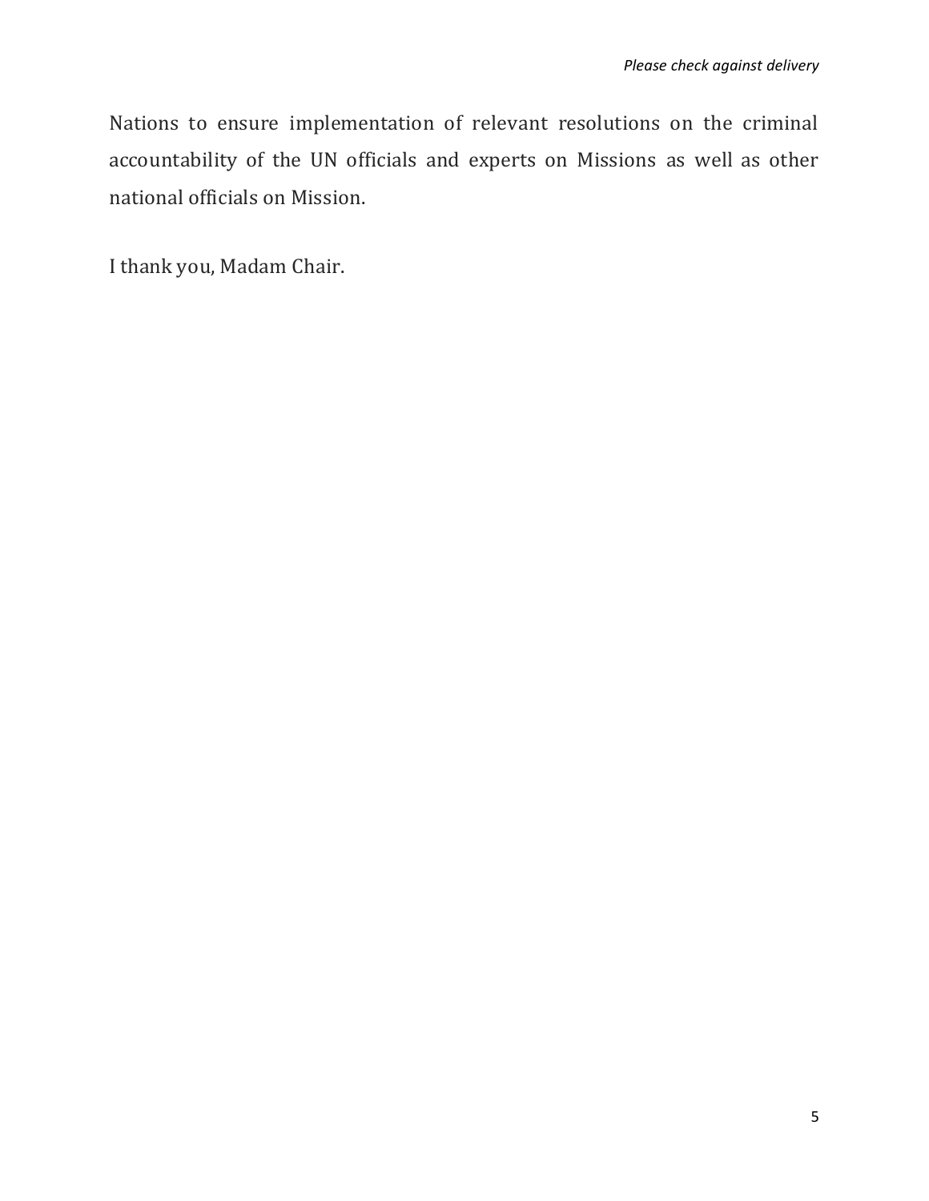Nations to ensure implementation of relevant resolutions on the criminal accountability of the UN officials and experts on Missions as well as other national officials on Mission.

I thank you, Madam Chair.